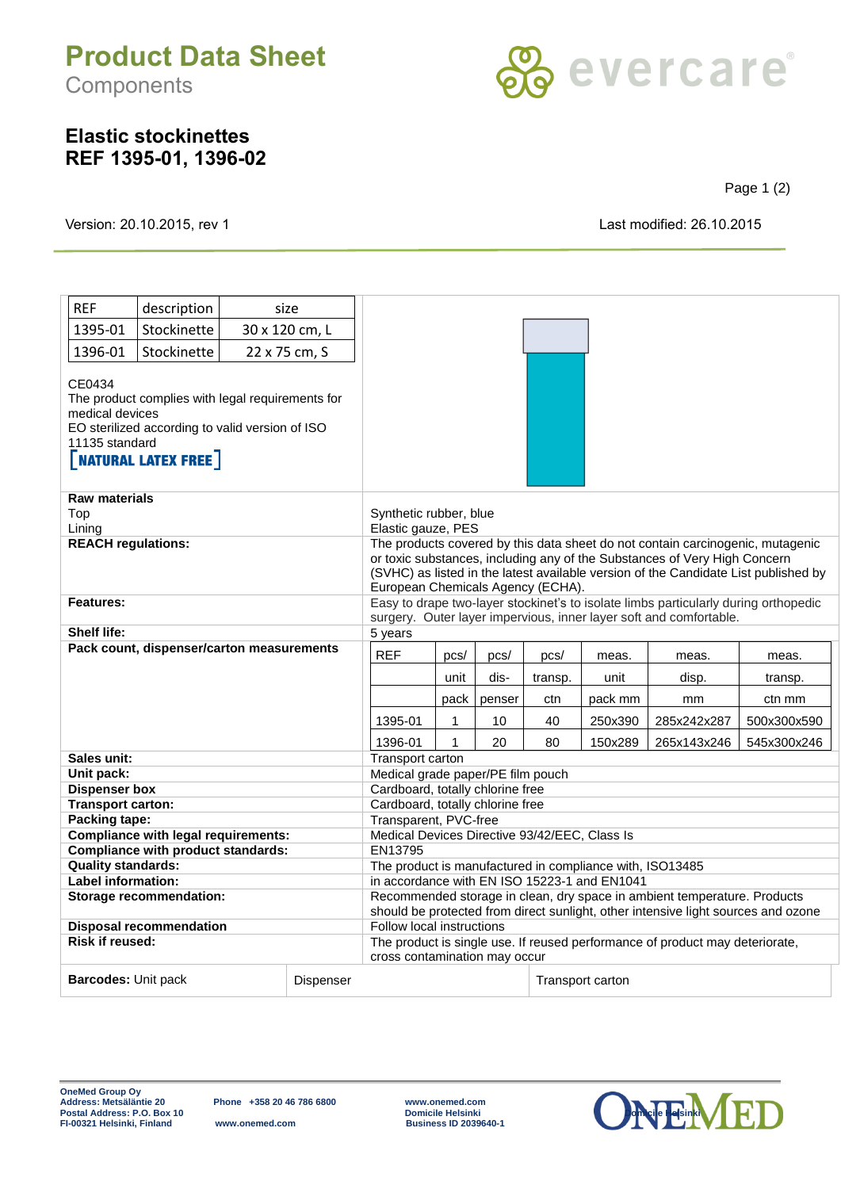# Product Data Sheet

Components

evercare

## Elastic stockinettes
## REF 1395-01, 1396-02

Version: 20.10.2015, rev 1

Last modified: 26.10.2015

| REF | description | size |
|---|---|---|
| 1395-01 | Stockinette | 30 x 120 cm, L |
| 1396-01 | Stockinette | 22 x 75 cm, S |

CE0434
The product complies with legal requirements for medical devices
EO sterilized according to valid version of ISO 11135 standard

[ NATURAL LATEX FREE ]

| | |
|---|---|
| **Raw materials** | |
| Top | Synthetic rubber, blue |
| Lining | Elastic gauze, PES |
| **REACH regulations:** | The products covered by this data sheet do not contain carcinogenic, mutagenic or toxic substances, including any of the Substances of Very High Concern (SVHC) as listed in the latest available version of the Candidate List published by European Chemicals Agency (ECHA). |
| **Features:** | Easy to drape two-layer stockinet's to isolate limbs particularly during orthopedic surgery. Outer layer impervious, inner layer soft and comfortable. |
| **Shelf life:** | 5 years |

**Pack count, dispenser/carton measurements**

| REF | pcs/ unit pack | pcs/ dis- penser | pcs/ transp. ctn | meas. unit pack mm | meas. disp. mm | meas. transp. ctn mm |
|---|---|---|---|---|---|---|
| 1395-01 | 1 | 10 | 40 | 250x390 | 285x242x287 | 500x300x590 |
| 1396-01 | 1 | 20 | 80 | 150x289 | 265x143x246 | 545x300x246 |

| | |
|---|---|
| **Sales unit:** | Transport carton |
| **Unit pack:** | Medical grade paper/PE film pouch |
| **Dispenser box** | Cardboard, totally chlorine free |
| **Transport carton:** | Cardboard, totally chlorine free |
| **Packing tape:** | Transparent, PVC-free |
| **Compliance with legal requirements:** | Medical Devices Directive 93/42/EEC, Class Is |
| **Compliance with product standards:** | EN13795 |
| **Quality standards:** | The product is manufactured in compliance with, ISO13485 |
| **Label information:** | in accordance with EN ISO 15223-1 and EN1041 |
| **Storage recommendation:** | Recommended storage in clean, dry space in ambient temperature. Products should be protected from direct sunlight, other intensive light sources and ozone |
| **Disposal recommendation** | Follow local instructions |
| **Risk if reused:** | The product is single use. If reused performance of product may deteriorate, cross contamination may occur |

| **Barcodes:** Unit pack | Dispenser | Transport carton |
|---|---|---|

OneMed Group Oy
Address: Metsäläntie 20
Postal Address: P.O. Box 10
FI-00321 Helsinki, Finland

Phone +358 20 46 786 6800
www.onemed.com

www.onemed.com
Domicile Helsinki
Business ID 2039640-1

ONEMED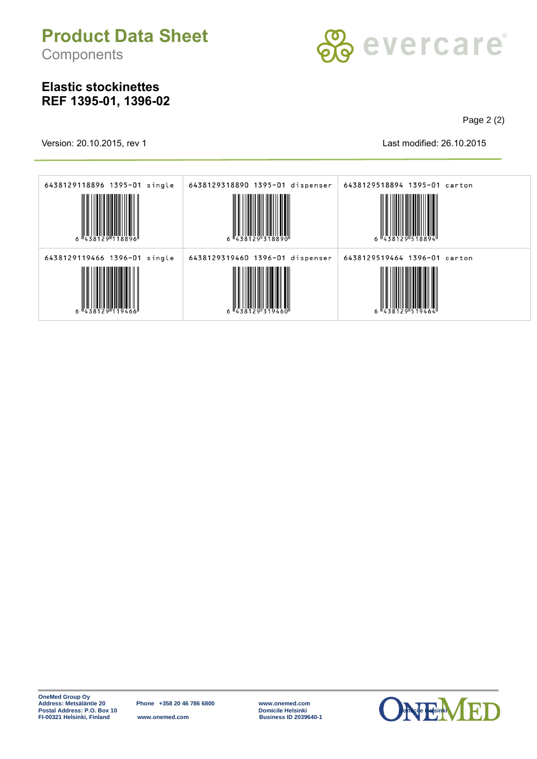# Product Data Sheet

Components

## Elastic stockinettes
## REF 1395-01, 1396-02

Version: 20.10.2015, rev 1

Last modified: 26.10.2015

| | | |
|---|---|---|
| 6438129118896 1395-01 single | 6438129318890 1395-01 dispenser | 6438129518894 1395-01 carton |
| 6438129119466 1396-01 single | 6438129319460 1396-01 dispenser | 6438129519464 1396-01 carton |

**OneMed Group Oy**
**Address: Metsäläntie 20**
**Postal Address: P.O. Box 10**
**FI-00321 Helsinki, Finland**

**Phone +358 20 46 786 6800**

**www.onemed.com**

**www.onemed.com**
**Domicile Helsinki**
**Business ID 2039640-1**